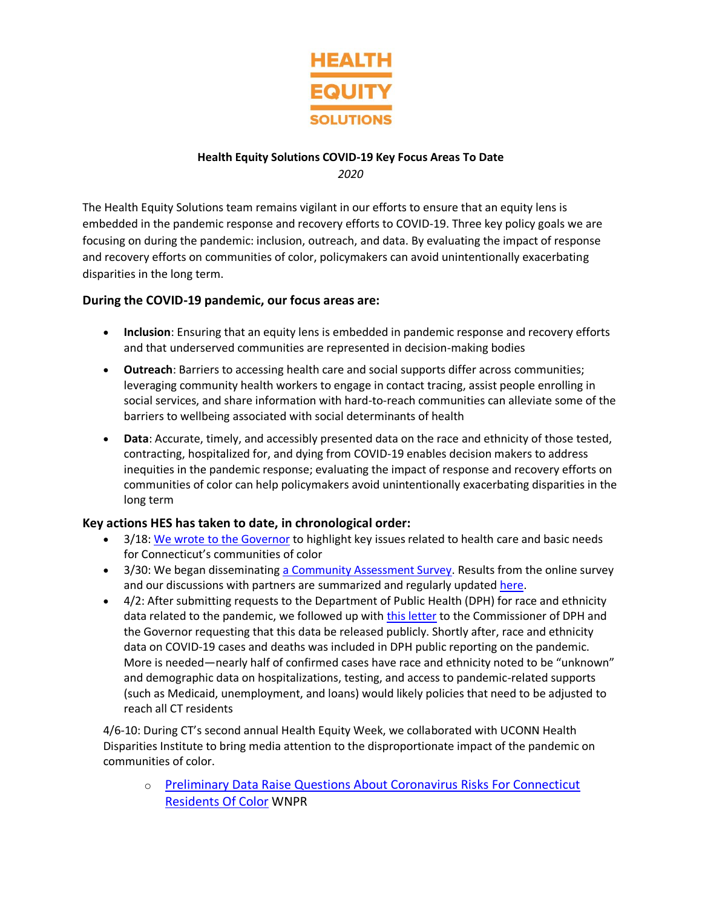**HEALTH EQUITY SOLUTIONS**

**Health Equity Solutions COVID-19 Key Focus Areas To Date**

*2020*

The Health Equity Solutions team remains vigilant in our efforts to ensure that an equity lens is embedded in the pandemic response and recovery efforts to COVID-19. Three key policy goals we are focusing on during the pandemic: inclusion, outreach, and data. By evaluating the impact of response and recovery efforts on communities of color, policymakers can avoid unintentionally exacerbating disparities in the long term.

## During the COVID-19 pandemic, our focus areas are:

- **Inclusion**: Ensuring that an equity lens is embedded in pandemic response and recovery efforts and that underserved communities are represented in decision-making bodies
- **Outreach**: Barriers to accessing health care and social supports differ across communities; leveraging community health workers to engage in contact tracing, assist people enrolling in social services, and share information with hard-to-reach communities can alleviate some of the barriers to wellbeing associated with social determinants of health
- **Data**: Accurate, timely, and accessibly presented data on the race and ethnicity of those tested, contracting, hospitalized for, and dying from COVID-19 enables decision makers to address inequities in the pandemic response; evaluating the impact of response and recovery efforts on communities of color can help policymakers avoid unintentionally exacerbating disparities in the long term

## Key actions HES has taken to date, in chronological order:

- 3/18: We wrote to the Governor to highlight key issues related to health care and basic needs for Connecticut's communities of color
- 3/30: We began disseminating a Community Assessment Survey. Results from the online survey and our discussions with partners are summarized and regularly updated here.
- 4/2: After submitting requests to the Department of Public Health (DPH) for race and ethnicity data related to the pandemic, we followed up with this letter to the Commissioner of DPH and the Governor requesting that this data be released publicly. Shortly after, race and ethnicity data on COVID-19 cases and deaths was included in DPH public reporting on the pandemic. More is needed—nearly half of confirmed cases have race and ethnicity noted to be "unknown" and demographic data on hospitalizations, testing, and access to pandemic-related supports (such as Medicaid, unemployment, and loans) would likely policies that need to be adjusted to reach all CT residents

4/6-10: During CT's second annual Health Equity Week, we collaborated with UCONN Health Disparities Institute to bring media attention to the disproportionate impact of the pandemic on communities of color.

  - Preliminary Data Raise Questions About Coronavirus Risks For Connecticut Residents Of Color WNPR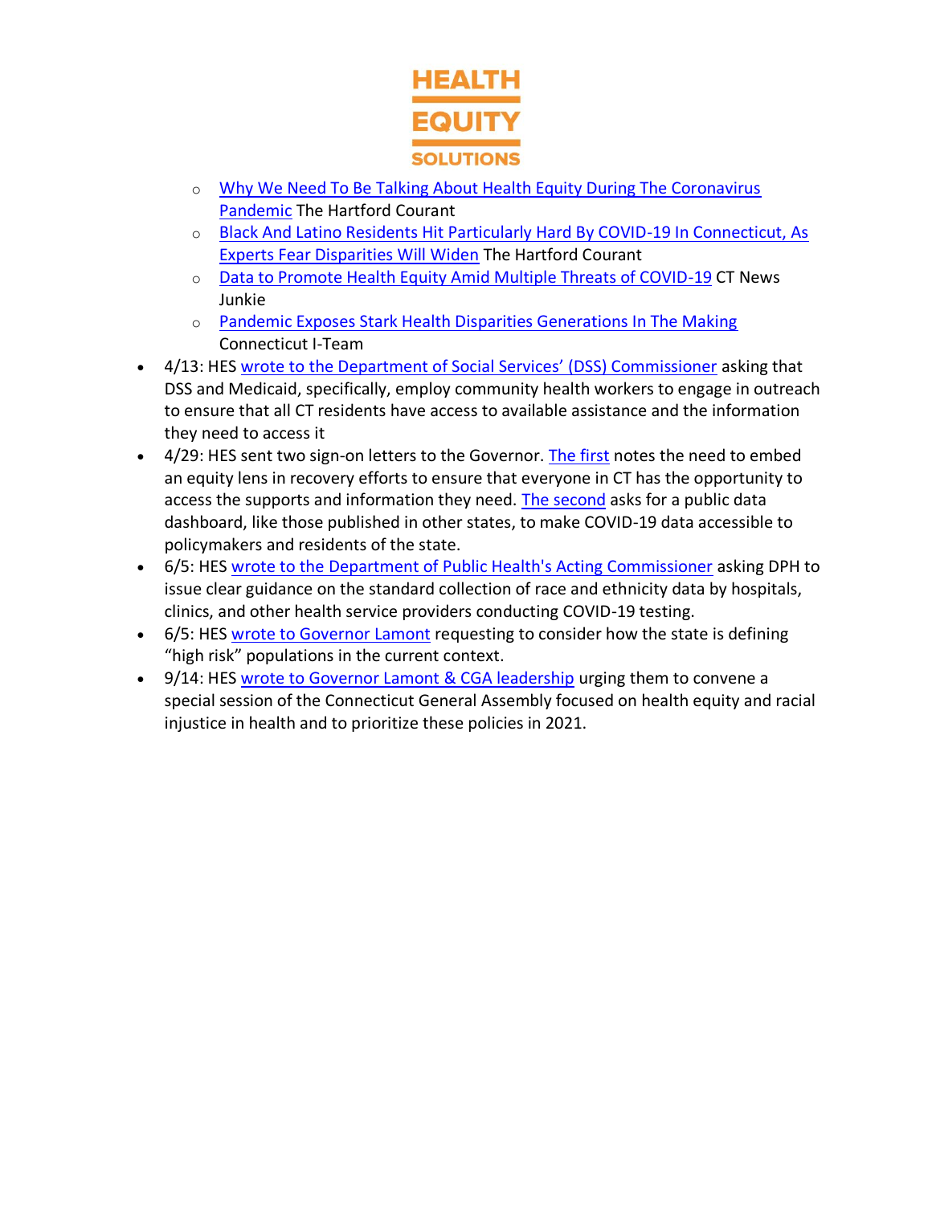- Why We Need To Be Talking About Health Equity During The Coronavirus Pandemic The Hartford Courant
    - Black And Latino Residents Hit Particularly Hard By COVID-19 In Connecticut, As Experts Fear Disparities Will Widen The Hartford Courant
    - Data to Promote Health Equity Amid Multiple Threats of COVID-19 CT News Junkie
    - Pandemic Exposes Stark Health Disparities Generations In The Making Connecticut I-Team
- 4/13: HES wrote to the Department of Social Services' (DSS) Commissioner asking that DSS and Medicaid, specifically, employ community health workers to engage in outreach to ensure that all CT residents have access to available assistance and the information they need to access it
- 4/29: HES sent two sign-on letters to the Governor. The first notes the need to embed an equity lens in recovery efforts to ensure that everyone in CT has the opportunity to access the supports and information they need. The second asks for a public data dashboard, like those published in other states, to make COVID-19 data accessible to policymakers and residents of the state.
- 6/5: HES wrote to the Department of Public Health's Acting Commissioner asking DPH to issue clear guidance on the standard collection of race and ethnicity data by hospitals, clinics, and other health service providers conducting COVID-19 testing.
- 6/5: HES wrote to Governor Lamont requesting to consider how the state is defining "high risk" populations in the current context.
- 9/14: HES wrote to Governor Lamont & CGA leadership urging them to convene a special session of the Connecticut General Assembly focused on health equity and racial injustice in health and to prioritize these policies in 2021.